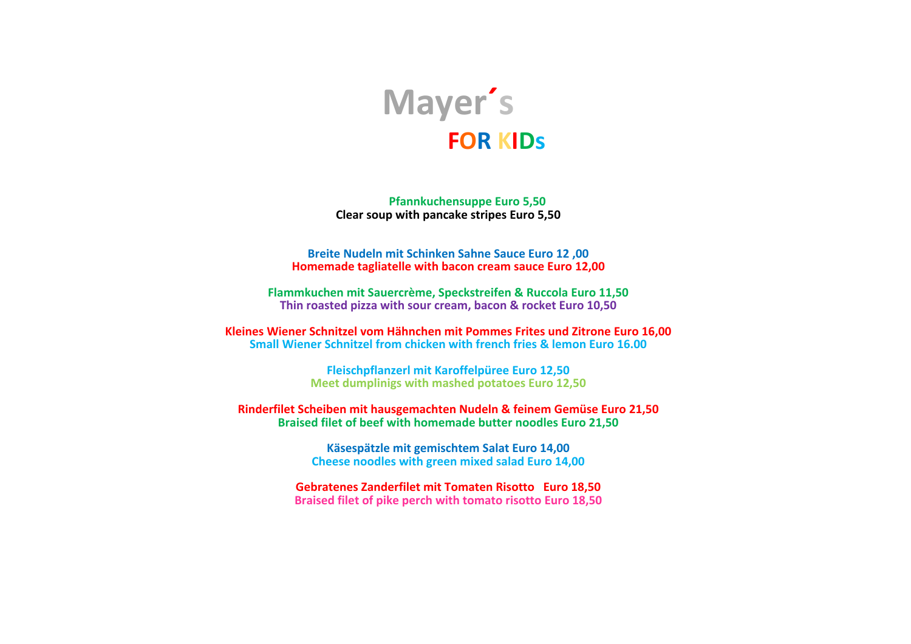# Mayer´s

## FOR KIDs

**Pfannkuchensuppe Euro 5,50**
**Clear soup with pancake stripes Euro 5,50**

**Breite Nudeln mit Schinken Sahne Sauce Euro 12 ,00**
**Homemade tagliatelle with bacon cream sauce Euro 12,00**

**Flammkuchen mit Sauercrème, Speckstreifen & Ruccola Euro 11,50**
**Thin roasted pizza with sour cream, bacon & rocket Euro 10,50**

**Kleines Wiener Schnitzel vom Hähnchen mit Pommes Frites und Zitrone Euro 16,00**
**Small Wiener Schnitzel from chicken with french fries & lemon Euro 16.00**

**Fleischpflanzerl mit Karoffelpüree Euro 12,50**
**Meet dumplinigs with mashed potatoes Euro 12,50**

**Rinderfilet Scheiben mit hausgemachten Nudeln & feinem Gemüse Euro 21,50**
**Braised filet of beef with homemade butter noodles Euro 21,50**

**Käsespätzle mit gemischtem Salat Euro 14,00**
**Cheese noodles with green mixed salad Euro 14,00**

**Gebratenes Zanderfilet mit Tomaten Risotto Euro 18,50**
**Braised filet of pike perch with tomato risotto Euro 18,50**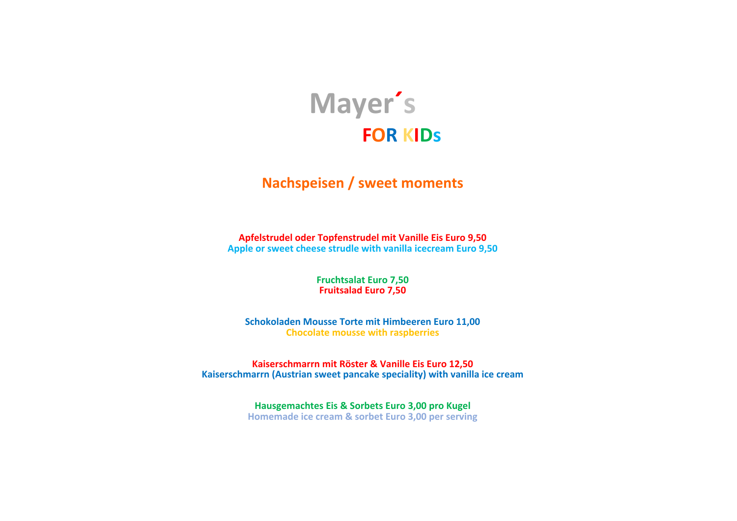# Mayer´s

## FOR KIDs

### Nachspeisen / sweet moments

**Apfelstrudel oder Topfenstrudel mit Vanille Eis Euro 9,50**
**Apple or sweet cheese strudle with vanilla icecream Euro 9,50**

**Fruchtsalat Euro 7,50**
**Fruitsalad Euro 7,50**

**Schokoladen Mousse Torte mit Himbeeren Euro 11,00**
**Chocolate mousse with raspberries**

**Kaiserschmarrn mit Röster & Vanille Eis Euro 12,50**
**Kaiserschmarrn (Austrian sweet pancake speciality) with vanilla ice cream**

**Hausgemachtes Eis & Sorbets Euro 3,00 pro Kugel**
**Homemade ice cream & sorbet Euro 3,00 per serving**